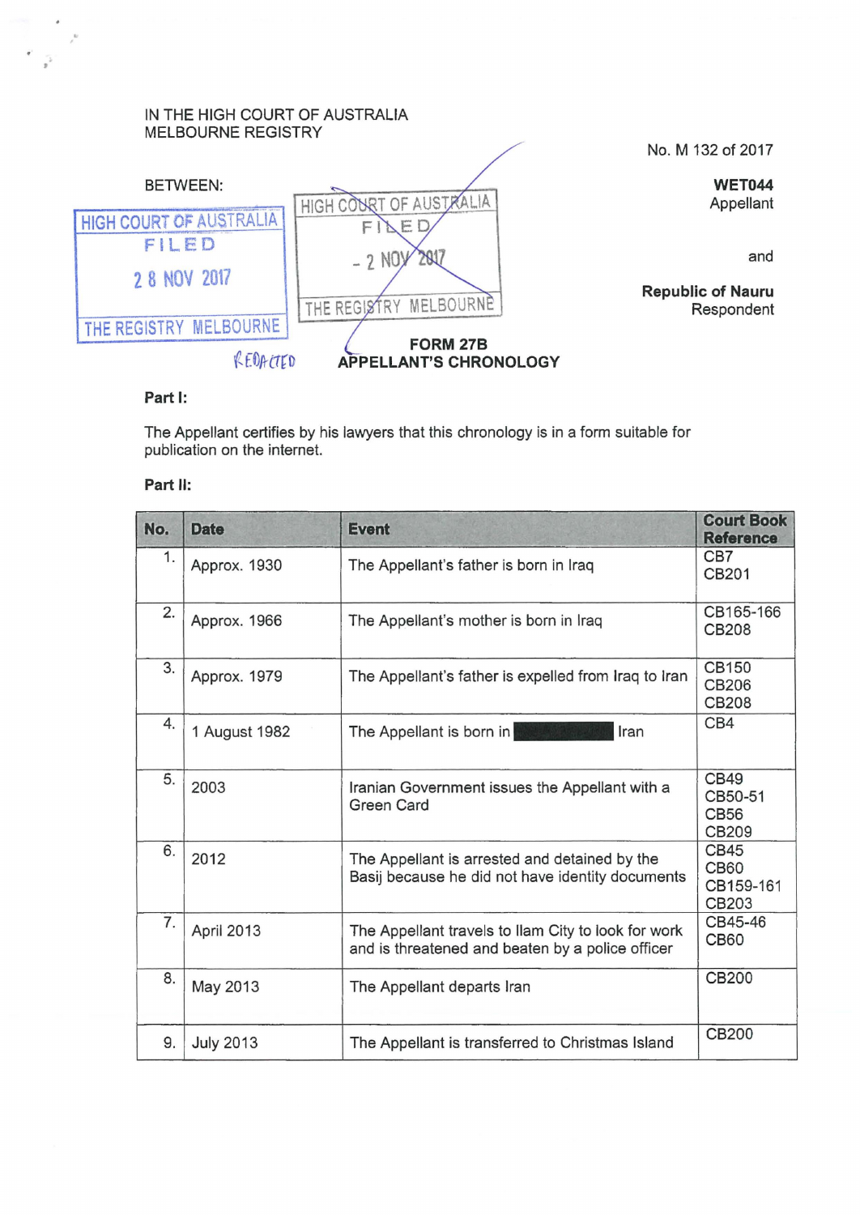IN THE HIGH COURT OF AUSTRALIA
MELBOURNE REGISTRY

No. M 132 of 2017

BETWEEN:

HIGH COURT OF AUSTRALIA
FILED
28 NOV 2017
THE REGISTRY MELBOURNE

HIGH COURT OF AUSTRALIA
FILED
- 2 NOV 2017
THE REGISTRY MELBOURNE

REDACTED

**WET044**
Appellant

and

**Republic of Nauru**
Respondent

**FORM 27B**
**APPELLANT'S CHRONOLOGY**

**Part I:**

The Appellant certifies by his lawyers that this chronology is in a form suitable for publication on the internet.

**Part II:**

| No. | Date | Event | Court Book Reference |
|---|---|---|---|
| 1. | Approx. 1930 | The Appellant's father is born in Iraq | CB7<br>CB201 |
| 2. | Approx. 1966 | The Appellant's mother is born in Iraq | CB165-166<br>CB208 |
| 3. | Approx. 1979 | The Appellant's father is expelled from Iraq to Iran | CB150<br>CB206<br>CB208 |
| 4. | 1 August 1982 | The Appellant is born in ██████ Iran | CB4 |
| 5. | 2003 | Iranian Government issues the Appellant with a Green Card | CB49<br>CB50-51<br>CB56<br>CB209 |
| 6. | 2012 | The Appellant is arrested and detained by the Basij because he did not have identity documents | CB45<br>CB60<br>CB159-161<br>CB203 |
| 7. | April 2013 | The Appellant travels to Ilam City to look for work and is threatened and beaten by a police officer | CB45-46<br>CB60 |
| 8. | May 2013 | The Appellant departs Iran | CB200 |
| 9. | July 2013 | The Appellant is transferred to Christmas Island | CB200 |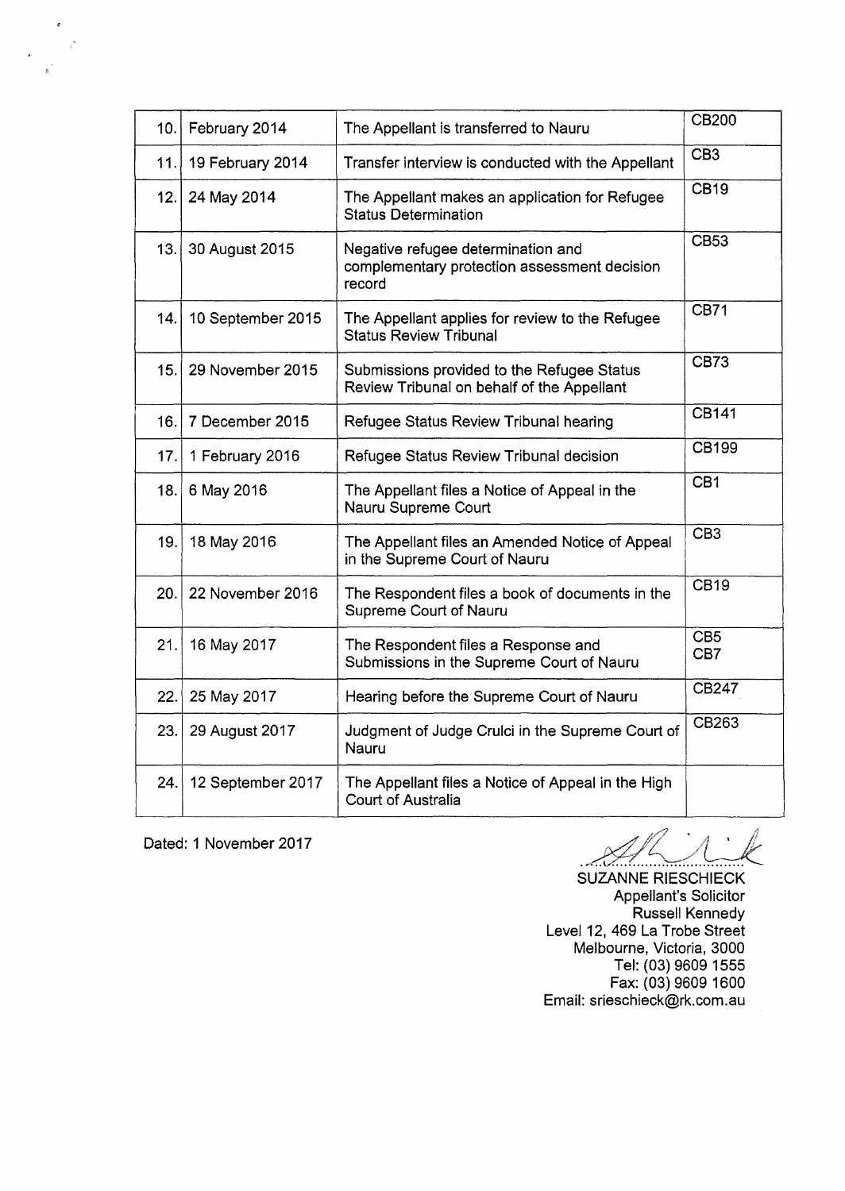| | | | |
|---|---|---|---|
| 10. | February 2014 | The Appellant is transferred to Nauru | CB200 |
| 11. | 19 February 2014 | Transfer interview is conducted with the Appellant | CB3 |
| 12. | 24 May 2014 | The Appellant makes an application for Refugee Status Determination | CB19 |
| 13. | 30 August 2015 | Negative refugee determination and complementary protection assessment decision record | CB53 |
| 14. | 10 September 2015 | The Appellant applies for review to the Refugee Status Review Tribunal | CB71 |
| 15. | 29 November 2015 | Submissions provided to the Refugee Status Review Tribunal on behalf of the Appellant | CB73 |
| 16. | 7 December 2015 | Refugee Status Review Tribunal hearing | CB141 |
| 17. | 1 February 2016 | Refugee Status Review Tribunal decision | CB199 |
| 18. | 6 May 2016 | The Appellant files a Notice of Appeal in the Nauru Supreme Court | CB1 |
| 19. | 18 May 2016 | The Appellant files an Amended Notice of Appeal in the Supreme Court of Nauru | CB3 |
| 20. | 22 November 2016 | The Respondent files a book of documents in the Supreme Court of Nauru | CB19 |
| 21. | 16 May 2017 | The Respondent files a Response and Submissions in the Supreme Court of Nauru | CB5 CB7 |
| 22. | 25 May 2017 | Hearing before the Supreme Court of Nauru | CB247 |
| 23. | 29 August 2017 | Judgment of Judge Crulci in the Supreme Court of Nauru | CB263 |
| 24. | 12 September 2017 | The Appellant files a Notice of Appeal in the High Court of Australia | |

Dated: 1 November 2017

SUZANNE RIESCHIECK
Appellant's Solicitor
Russell Kennedy
Level 12, 469 La Trobe Street
Melbourne, Victoria, 3000
Tel: (03) 9609 1555
Fax: (03) 9609 1600
Email: srieschieck@rk.com.au